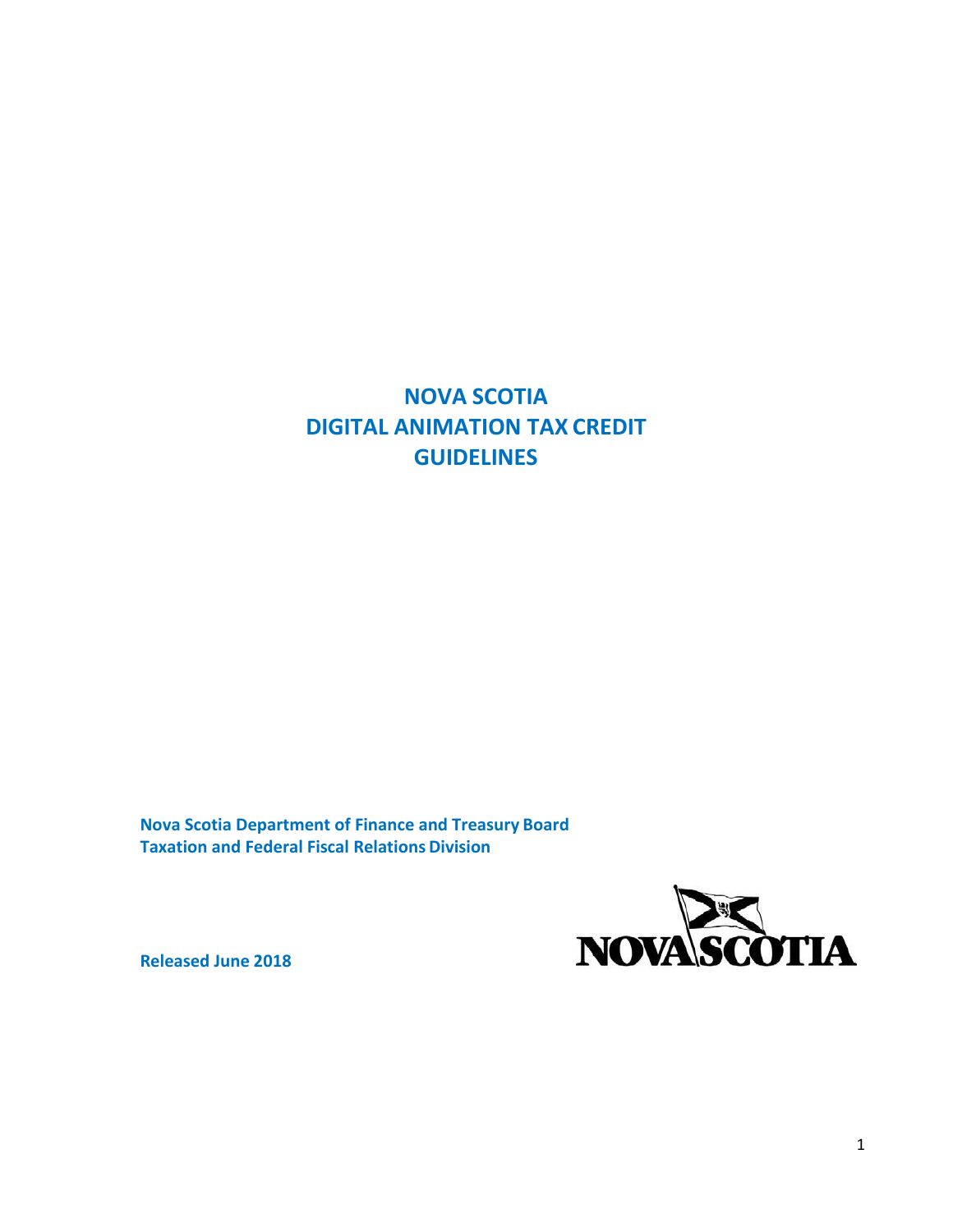# NOVA SCOTIA
# DIGITAL ANIMATION TAX CREDIT
# GUIDELINES

**Nova Scotia Department of Finance and Treasury Board**
**Taxation and Federal Fiscal Relations Division**

**Released June 2018**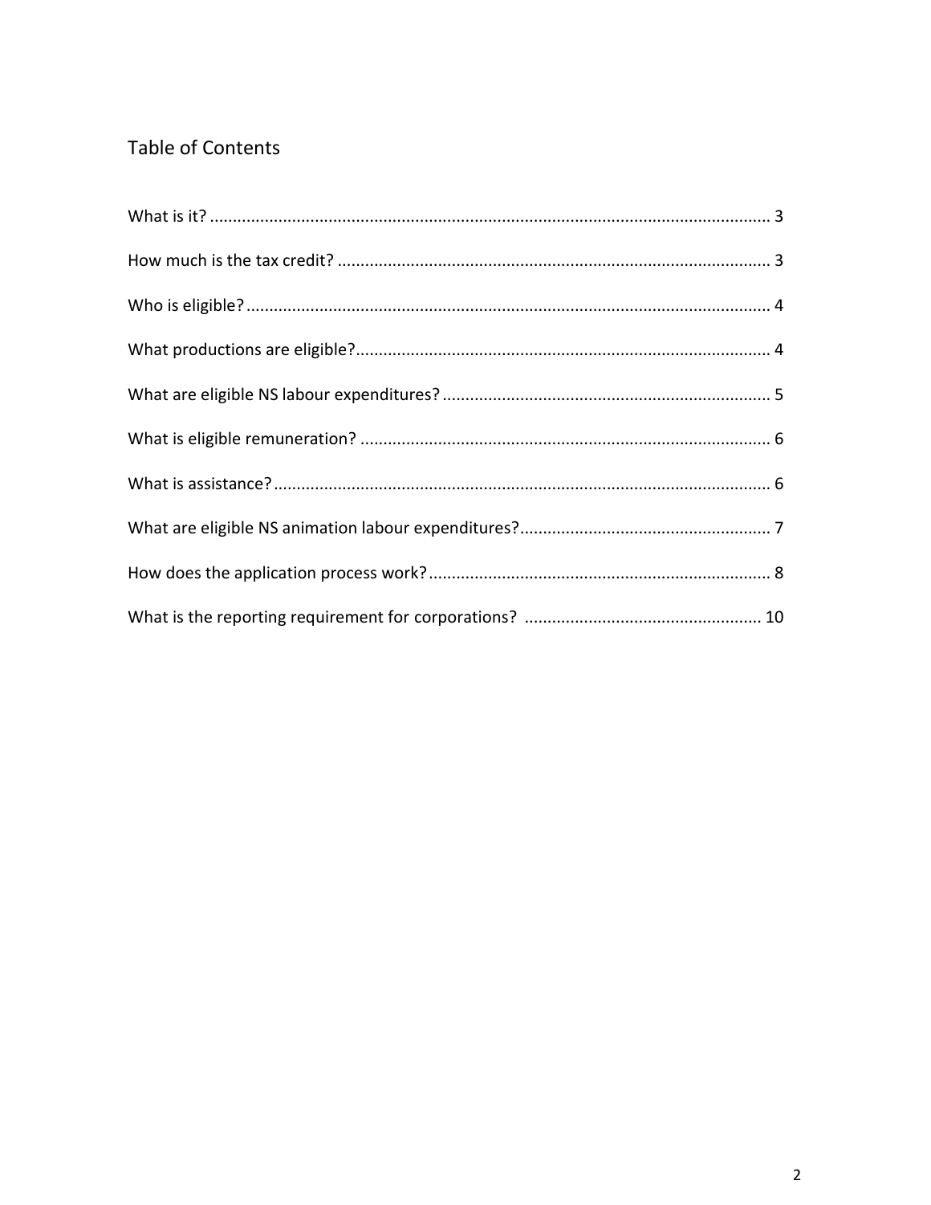## Table of Contents

What is it? ........................................................................................................................ 3

How much is the tax credit? ............................................................................................. 3

Who is eligible? ................................................................................................................ 4

What productions are eligible? ......................................................................................... 4

What are eligible NS labour expenditures? ...................................................................... 5

What is eligible remuneration? ........................................................................................ 6

What is assistance? .......................................................................................................... 6

What are eligible NS animation labour expenditures? ...................................................... 7

How does the application process work? ......................................................................... 8

What is the reporting requirement for corporations? ..................................................... 10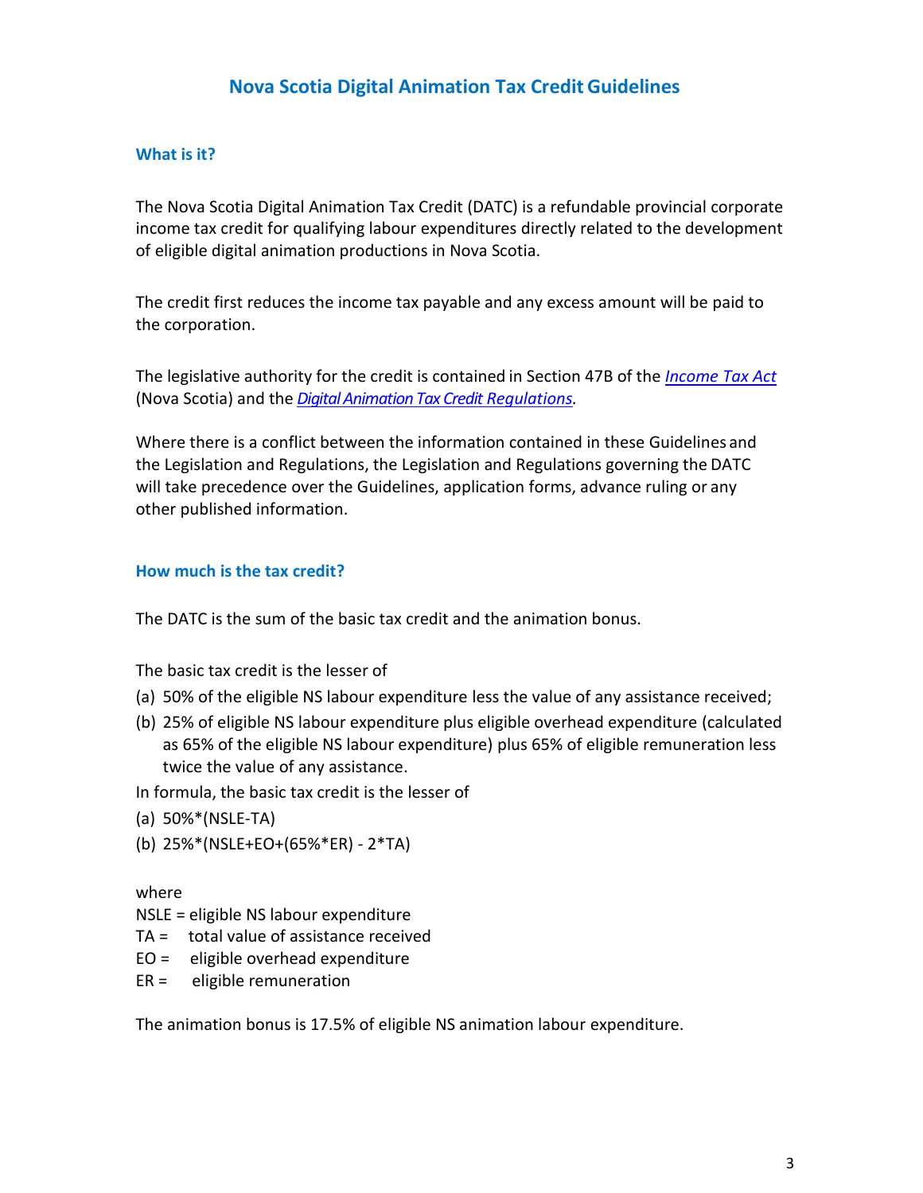# Nova Scotia Digital Animation Tax Credit Guidelines

## What is it?

The Nova Scotia Digital Animation Tax Credit (DATC) is a refundable provincial corporate income tax credit for qualifying labour expenditures directly related to the development of eligible digital animation productions in Nova Scotia.

The credit first reduces the income tax payable and any excess amount will be paid to the corporation.

The legislative authority for the credit is contained in Section 47B of the *Income Tax Act* (Nova Scotia) and the *Digital Animation Tax Credit Regulations*.

Where there is a conflict between the information contained in these Guidelines and the Legislation and Regulations, the Legislation and Regulations governing the DATC will take precedence over the Guidelines, application forms, advance ruling or any other published information.

## How much is the tax credit?

The DATC is the sum of the basic tax credit and the animation bonus.

The basic tax credit is the lesser of

(a) 50% of the eligible NS labour expenditure less the value of any assistance received;

(b) 25% of eligible NS labour expenditure plus eligible overhead expenditure (calculated as 65% of the eligible NS labour expenditure) plus 65% of eligible remuneration less twice the value of any assistance.

In formula, the basic tax credit is the lesser of

(a) 50%*(NSLE-TA)

(b) 25%*(NSLE+EO+(65%*ER) - 2*TA)

where

NSLE = eligible NS labour expenditure  
TA = total value of assistance received  
EO = eligible overhead expenditure  
ER = eligible remuneration

The animation bonus is 17.5% of eligible NS animation labour expenditure.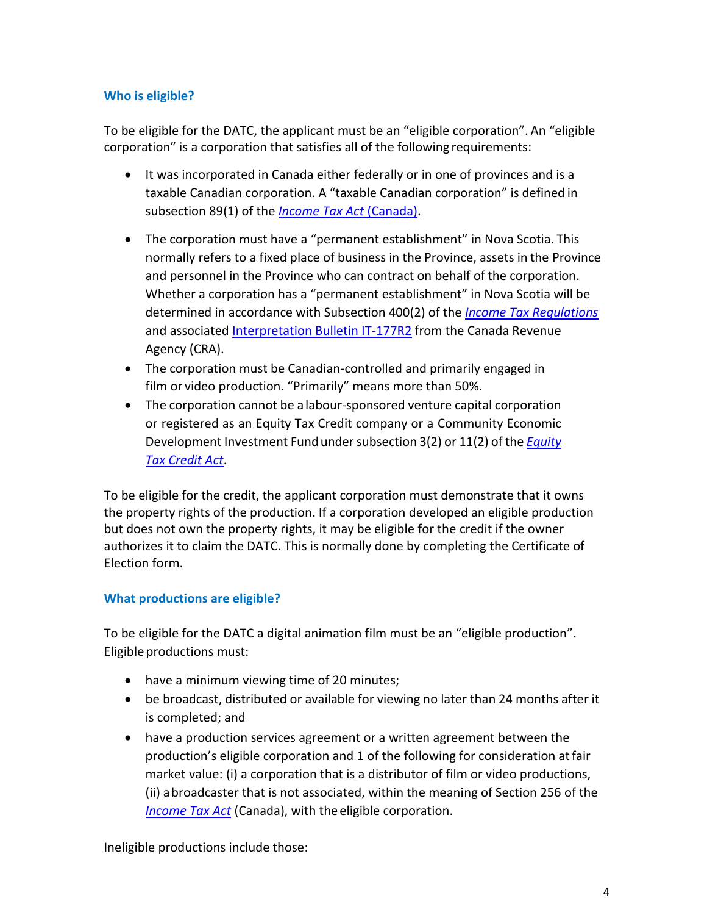### Who is eligible?

To be eligible for the DATC, the applicant must be an "eligible corporation". An "eligible corporation" is a corporation that satisfies all of the following requirements:

- It was incorporated in Canada either federally or in one of provinces and is a taxable Canadian corporation. A "taxable Canadian corporation" is defined in subsection 89(1) of the *Income Tax Act* (Canada).
- The corporation must have a "permanent establishment" in Nova Scotia. This normally refers to a fixed place of business in the Province, assets in the Province and personnel in the Province who can contract on behalf of the corporation. Whether a corporation has a "permanent establishment" in Nova Scotia will be determined in accordance with Subsection 400(2) of the *Income Tax Regulations* and associated Interpretation Bulletin IT-177R2 from the Canada Revenue Agency (CRA).
- The corporation must be Canadian-controlled and primarily engaged in film or video production. "Primarily" means more than 50%.
- The corporation cannot be a labour-sponsored venture capital corporation or registered as an Equity Tax Credit company or a Community Economic Development Investment Fund under subsection 3(2) or 11(2) of the *Equity Tax Credit Act*.

To be eligible for the credit, the applicant corporation must demonstrate that it owns the property rights of the production. If a corporation developed an eligible production but does not own the property rights, it may be eligible for the credit if the owner authorizes it to claim the DATC. This is normally done by completing the Certificate of Election form.

### What productions are eligible?

To be eligible for the DATC a digital animation film must be an "eligible production". Eligible productions must:

- have a minimum viewing time of 20 minutes;
- be broadcast, distributed or available for viewing no later than 24 months after it is completed; and
- have a production services agreement or a written agreement between the production's eligible corporation and 1 of the following for consideration at fair market value: (i) a corporation that is a distributor of film or video productions, (ii) a broadcaster that is not associated, within the meaning of Section 256 of the *Income Tax Act* (Canada), with the eligible corporation.

Ineligible productions include those: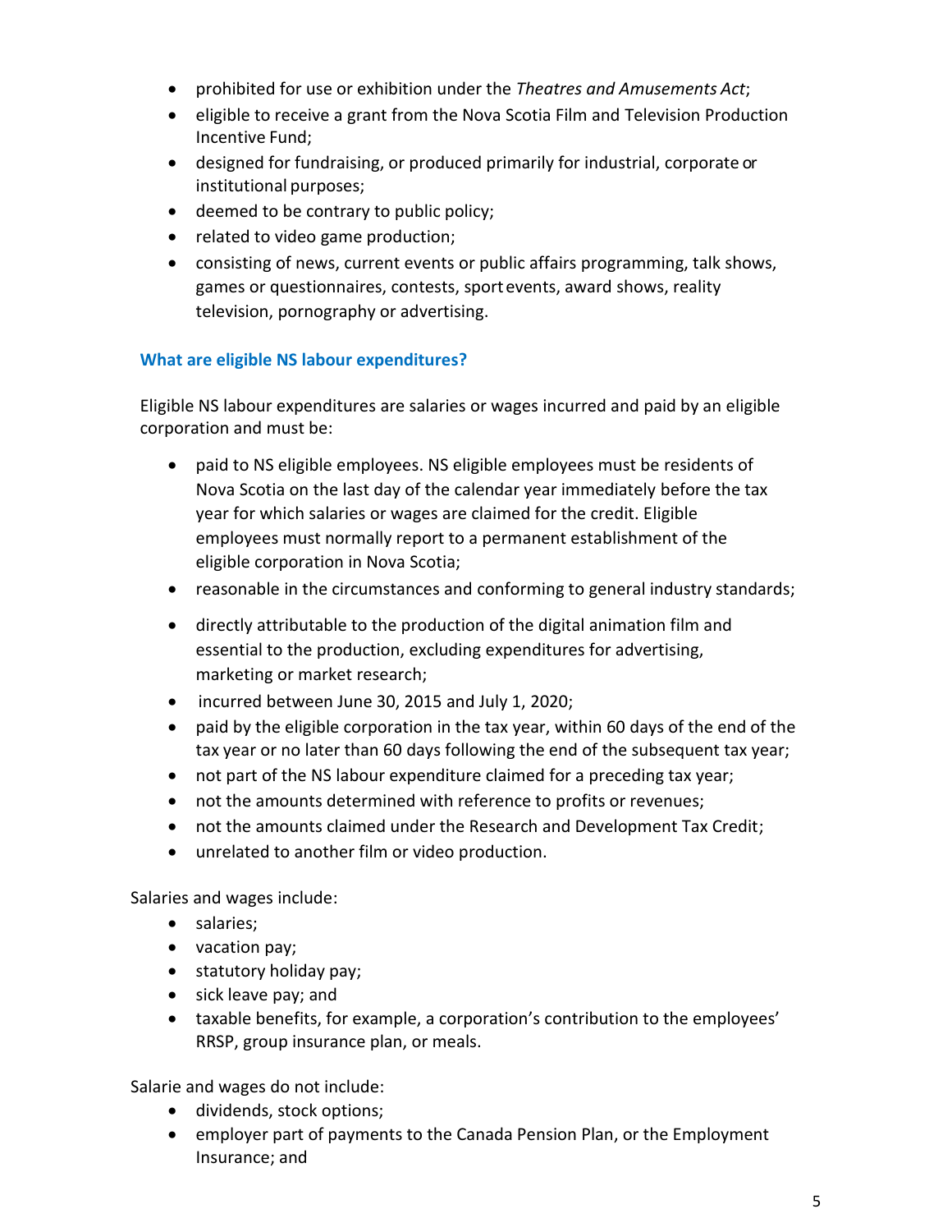- prohibited for use or exhibition under the *Theatres and Amusements Act*;
- eligible to receive a grant from the Nova Scotia Film and Television Production Incentive Fund;
- designed for fundraising, or produced primarily for industrial, corporate or institutional purposes;
- deemed to be contrary to public policy;
- related to video game production;
- consisting of news, current events or public affairs programming, talk shows, games or questionnaires, contests, sport events, award shows, reality television, pornography or advertising.

### What are eligible NS labour expenditures?

Eligible NS labour expenditures are salaries or wages incurred and paid by an eligible corporation and must be:

- paid to NS eligible employees. NS eligible employees must be residents of Nova Scotia on the last day of the calendar year immediately before the tax year for which salaries or wages are claimed for the credit. Eligible employees must normally report to a permanent establishment of the eligible corporation in Nova Scotia;
- reasonable in the circumstances and conforming to general industry standards;
- directly attributable to the production of the digital animation film and essential to the production, excluding expenditures for advertising, marketing or market research;
- incurred between June 30, 2015 and July 1, 2020;
- paid by the eligible corporation in the tax year, within 60 days of the end of the tax year or no later than 60 days following the end of the subsequent tax year;
- not part of the NS labour expenditure claimed for a preceding tax year;
- not the amounts determined with reference to profits or revenues;
- not the amounts claimed under the Research and Development Tax Credit;
- unrelated to another film or video production.

Salaries and wages include:

- salaries;
- vacation pay;
- statutory holiday pay;
- sick leave pay; and
- taxable benefits, for example, a corporation's contribution to the employees' RRSP, group insurance plan, or meals.

Salarie and wages do not include:

- dividends, stock options;
- employer part of payments to the Canada Pension Plan, or the Employment Insurance; and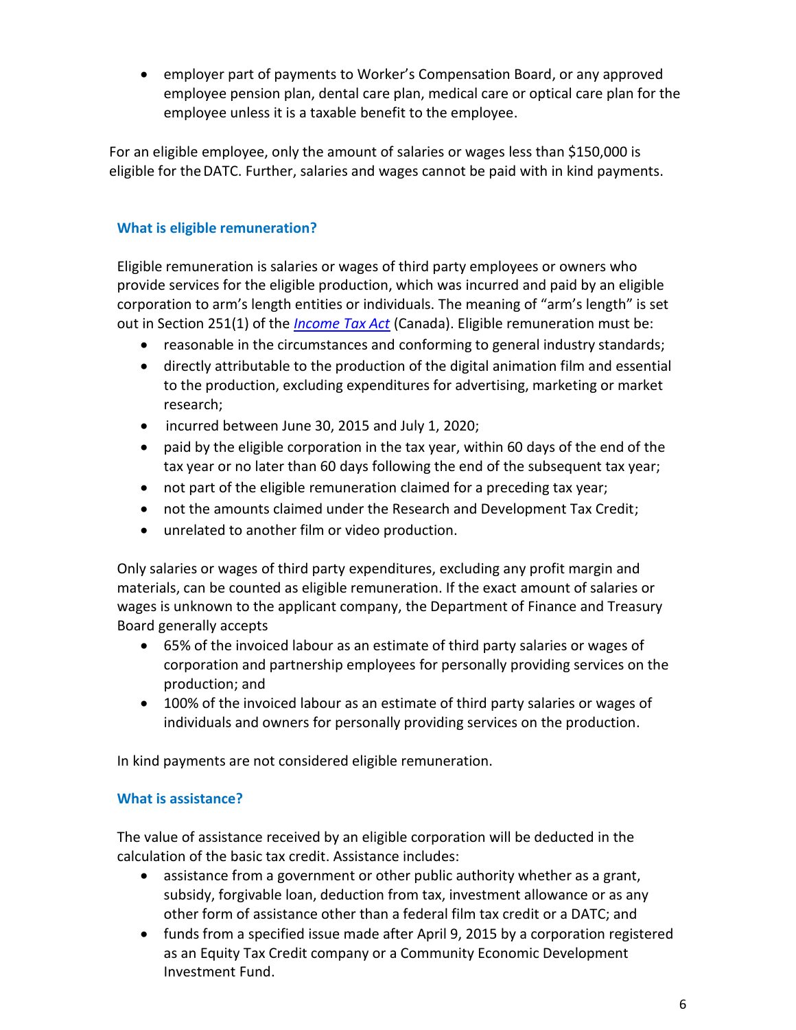- employer part of payments to Worker's Compensation Board, or any approved employee pension plan, dental care plan, medical care or optical care plan for the employee unless it is a taxable benefit to the employee.

For an eligible employee, only the amount of salaries or wages less than $150,000 is eligible for the DATC. Further, salaries and wages cannot be paid with in kind payments.

### What is eligible remuneration?

Eligible remuneration is salaries or wages of third party employees or owners who provide services for the eligible production, which was incurred and paid by an eligible corporation to arm's length entities or individuals. The meaning of "arm's length" is set out in Section 251(1) of the *Income Tax Act* (Canada). Eligible remuneration must be:

- reasonable in the circumstances and conforming to general industry standards;
- directly attributable to the production of the digital animation film and essential to the production, excluding expenditures for advertising, marketing or market research;
- incurred between June 30, 2015 and July 1, 2020;
- paid by the eligible corporation in the tax year, within 60 days of the end of the tax year or no later than 60 days following the end of the subsequent tax year;
- not part of the eligible remuneration claimed for a preceding tax year;
- not the amounts claimed under the Research and Development Tax Credit;
- unrelated to another film or video production.

Only salaries or wages of third party expenditures, excluding any profit margin and materials, can be counted as eligible remuneration. If the exact amount of salaries or wages is unknown to the applicant company, the Department of Finance and Treasury Board generally accepts

- 65% of the invoiced labour as an estimate of third party salaries or wages of corporation and partnership employees for personally providing services on the production; and
- 100% of the invoiced labour as an estimate of third party salaries or wages of individuals and owners for personally providing services on the production.

In kind payments are not considered eligible remuneration.

### What is assistance?

The value of assistance received by an eligible corporation will be deducted in the calculation of the basic tax credit. Assistance includes:

- assistance from a government or other public authority whether as a grant, subsidy, forgivable loan, deduction from tax, investment allowance or as any other form of assistance other than a federal film tax credit or a DATC; and
- funds from a specified issue made after April 9, 2015 by a corporation registered as an Equity Tax Credit company or a Community Economic Development Investment Fund.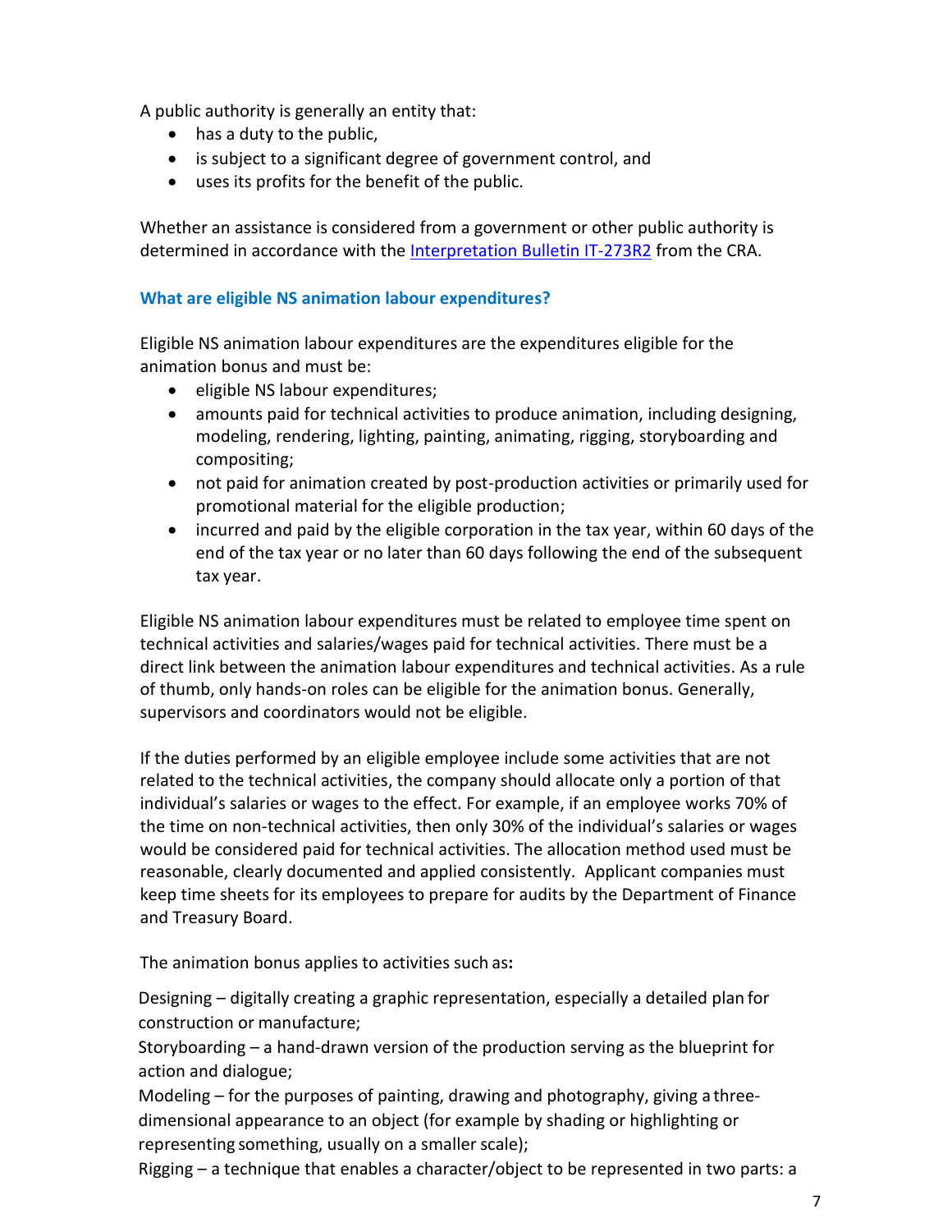A public authority is generally an entity that:

- has a duty to the public,
- is subject to a significant degree of government control, and
- uses its profits for the benefit of the public.

Whether an assistance is considered from a government or other public authority is determined in accordance with the Interpretation Bulletin IT-273R2 from the CRA.

### What are eligible NS animation labour expenditures?

Eligible NS animation labour expenditures are the expenditures eligible for the animation bonus and must be:

- eligible NS labour expenditures;
- amounts paid for technical activities to produce animation, including designing, modeling, rendering, lighting, painting, animating, rigging, storyboarding and compositing;
- not paid for animation created by post-production activities or primarily used for promotional material for the eligible production;
- incurred and paid by the eligible corporation in the tax year, within 60 days of the end of the tax year or no later than 60 days following the end of the subsequent tax year.

Eligible NS animation labour expenditures must be related to employee time spent on technical activities and salaries/wages paid for technical activities. There must be a direct link between the animation labour expenditures and technical activities. As a rule of thumb, only hands-on roles can be eligible for the animation bonus. Generally, supervisors and coordinators would not be eligible.

If the duties performed by an eligible employee include some activities that are not related to the technical activities, the company should allocate only a portion of that individual's salaries or wages to the effect. For example, if an employee works 70% of the time on non-technical activities, then only 30% of the individual's salaries or wages would be considered paid for technical activities. The allocation method used must be reasonable, clearly documented and applied consistently. Applicant companies must keep time sheets for its employees to prepare for audits by the Department of Finance and Treasury Board.

The animation bonus applies to activities such as:

Designing – digitally creating a graphic representation, especially a detailed plan for construction or manufacture;

Storyboarding – a hand-drawn version of the production serving as the blueprint for action and dialogue;

Modeling – for the purposes of painting, drawing and photography, giving a three-dimensional appearance to an object (for example by shading or highlighting or representing something, usually on a smaller scale);

Rigging – a technique that enables a character/object to be represented in two parts: a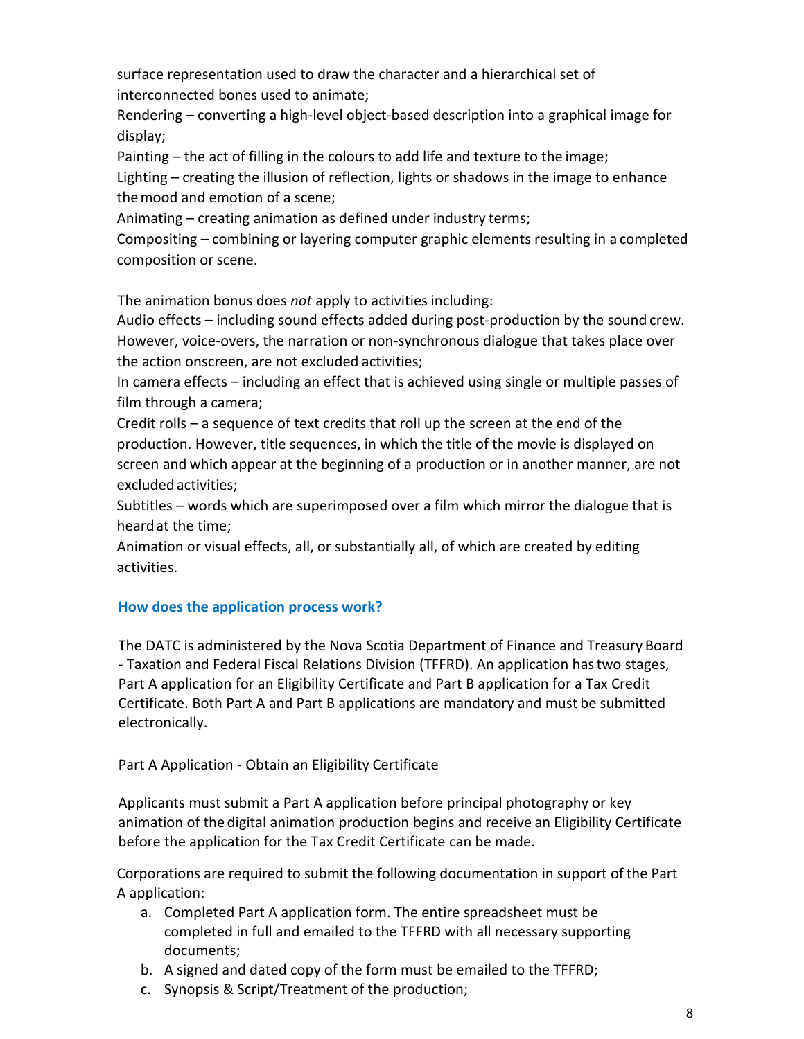surface representation used to draw the character and a hierarchical set of interconnected bones used to animate;

Rendering – converting a high-level object-based description into a graphical image for display;

Painting – the act of filling in the colours to add life and texture to the image;

Lighting – creating the illusion of reflection, lights or shadows in the image to enhance the mood and emotion of a scene;

Animating – creating animation as defined under industry terms;

Compositing – combining or layering computer graphic elements resulting in a completed composition or scene.

The animation bonus does *not* apply to activities including:

Audio effects – including sound effects added during post-production by the sound crew. However, voice-overs, the narration or non-synchronous dialogue that takes place over the action onscreen, are not excluded activities;

In camera effects – including an effect that is achieved using single or multiple passes of film through a camera;

Credit rolls – a sequence of text credits that roll up the screen at the end of the production. However, title sequences, in which the title of the movie is displayed on screen and which appear at the beginning of a production or in another manner, are not excluded activities;

Subtitles – words which are superimposed over a film which mirror the dialogue that is heard at the time;

Animation or visual effects, all, or substantially all, of which are created by editing activities.

### How does the application process work?

The DATC is administered by the Nova Scotia Department of Finance and Treasury Board - Taxation and Federal Fiscal Relations Division (TFFRD). An application has two stages, Part A application for an Eligibility Certificate and Part B application for a Tax Credit Certificate. Both Part A and Part B applications are mandatory and must be submitted electronically.

<u>Part A Application - Obtain an Eligibility Certificate</u>

Applicants must submit a Part A application before principal photography or key animation of the digital animation production begins and receive an Eligibility Certificate before the application for the Tax Credit Certificate can be made.

Corporations are required to submit the following documentation in support of the Part A application:

a. Completed Part A application form. The entire spreadsheet must be completed in full and emailed to the TFFRD with all necessary supporting documents;
b. A signed and dated copy of the form must be emailed to the TFFRD;
c. Synopsis & Script/Treatment of the production;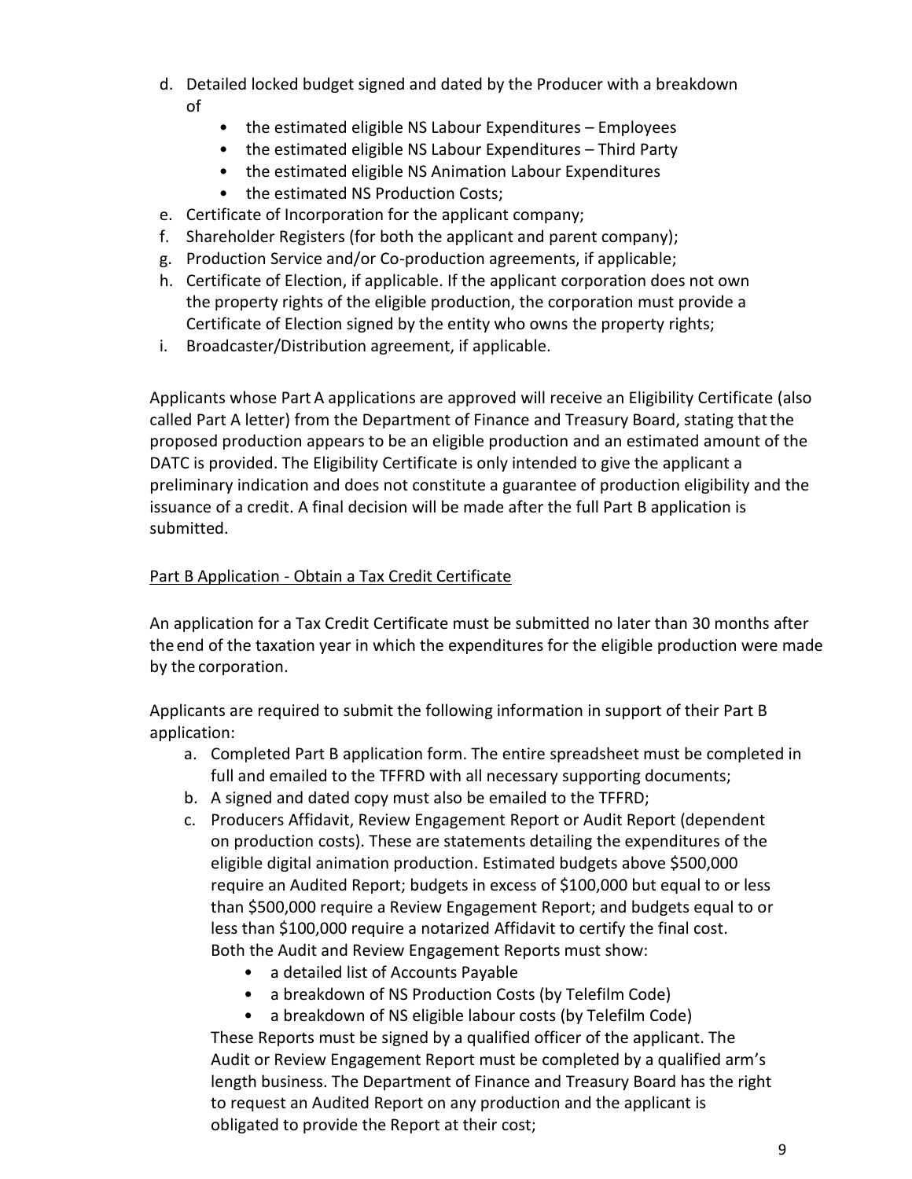d. Detailed locked budget signed and dated by the Producer with a breakdown of
    - the estimated eligible NS Labour Expenditures – Employees
    - the estimated eligible NS Labour Expenditures – Third Party
    - the estimated eligible NS Animation Labour Expenditures
    - the estimated NS Production Costs;

e. Certificate of Incorporation for the applicant company;

f. Shareholder Registers (for both the applicant and parent company);

g. Production Service and/or Co-production agreements, if applicable;

h. Certificate of Election, if applicable. If the applicant corporation does not own the property rights of the eligible production, the corporation must provide a Certificate of Election signed by the entity who owns the property rights;

i. Broadcaster/Distribution agreement, if applicable.

Applicants whose Part A applications are approved will receive an Eligibility Certificate (also called Part A letter) from the Department of Finance and Treasury Board, stating that the proposed production appears to be an eligible production and an estimated amount of the DATC is provided. The Eligibility Certificate is only intended to give the applicant a preliminary indication and does not constitute a guarantee of production eligibility and the issuance of a credit. A final decision will be made after the full Part B application is submitted.

<u>Part B Application - Obtain a Tax Credit Certificate</u>

An application for a Tax Credit Certificate must be submitted no later than 30 months after the end of the taxation year in which the expenditures for the eligible production were made by the corporation.

Applicants are required to submit the following information in support of their Part B application:

a. Completed Part B application form. The entire spreadsheet must be completed in full and emailed to the TFFRD with all necessary supporting documents;

b. A signed and dated copy must also be emailed to the TFFRD;

c. Producers Affidavit, Review Engagement Report or Audit Report (dependent on production costs). These are statements detailing the expenditures of the eligible digital animation production. Estimated budgets above $500,000 require an Audited Report; budgets in excess of $100,000 but equal to or less than $500,000 require a Review Engagement Report; and budgets equal to or less than $100,000 require a notarized Affidavit to certify the final cost. Both the Audit and Review Engagement Reports must show:
    - a detailed list of Accounts Payable
    - a breakdown of NS Production Costs (by Telefilm Code)
    - a breakdown of NS eligible labour costs (by Telefilm Code)

   These Reports must be signed by a qualified officer of the applicant. The Audit or Review Engagement Report must be completed by a qualified arm's length business. The Department of Finance and Treasury Board has the right to request an Audited Report on any production and the applicant is obligated to provide the Report at their cost;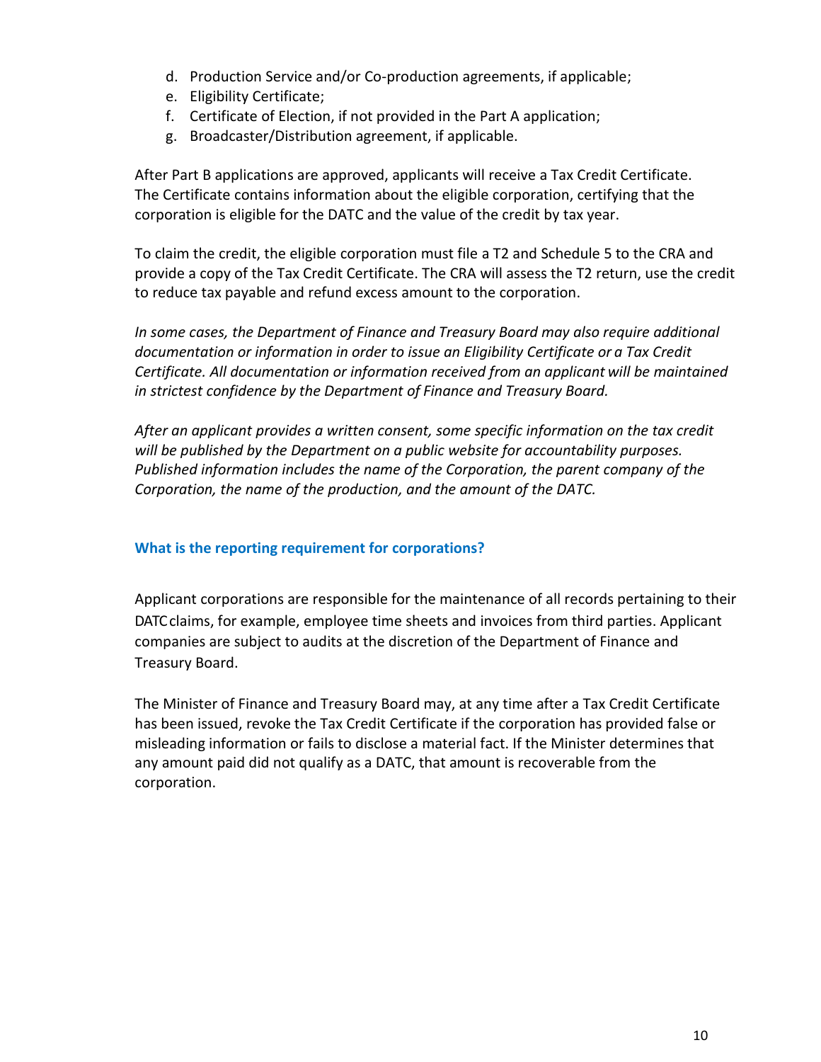d. Production Service and/or Co-production agreements, if applicable;
e. Eligibility Certificate;
f. Certificate of Election, if not provided in the Part A application;
g. Broadcaster/Distribution agreement, if applicable.

After Part B applications are approved, applicants will receive a Tax Credit Certificate. The Certificate contains information about the eligible corporation, certifying that the corporation is eligible for the DATC and the value of the credit by tax year.

To claim the credit, the eligible corporation must file a T2 and Schedule 5 to the CRA and provide a copy of the Tax Credit Certificate. The CRA will assess the T2 return, use the credit to reduce tax payable and refund excess amount to the corporation.

*In some cases, the Department of Finance and Treasury Board may also require additional documentation or information in order to issue an Eligibility Certificate or a Tax Credit Certificate. All documentation or information received from an applicant will be maintained in strictest confidence by the Department of Finance and Treasury Board.*

*After an applicant provides a written consent, some specific information on the tax credit will be published by the Department on a public website for accountability purposes. Published information includes the name of the Corporation, the parent company of the Corporation, the name of the production, and the amount of the DATC.*

### What is the reporting requirement for corporations?

Applicant corporations are responsible for the maintenance of all records pertaining to their DATC claims, for example, employee time sheets and invoices from third parties. Applicant companies are subject to audits at the discretion of the Department of Finance and Treasury Board.

The Minister of Finance and Treasury Board may, at any time after a Tax Credit Certificate has been issued, revoke the Tax Credit Certificate if the corporation has provided false or misleading information or fails to disclose a material fact. If the Minister determines that any amount paid did not qualify as a DATC, that amount is recoverable from the corporation.